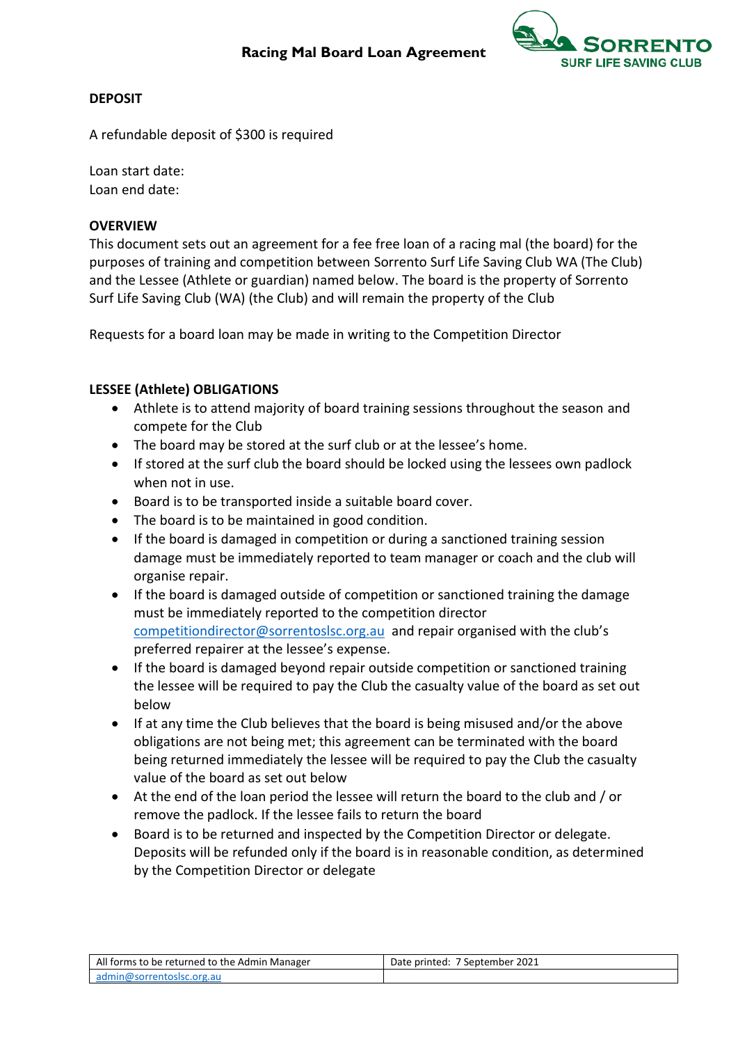# Racing Mal Board Loan Agreement

SORRENTO SURF LIFE SAVING CLUB

**DEPOSIT**

A refundable deposit of $300 is required

Loan start date:
Loan end date:

**OVERVIEW**

This document sets out an agreement for a fee free loan of a racing mal (the board) for the purposes of training and competition between Sorrento Surf Life Saving Club WA (The Club) and the Lessee (Athlete or guardian) named below. The board is the property of Sorrento Surf Life Saving Club (WA) (the Club) and will remain the property of the Club

Requests for a board loan may be made in writing to the Competition Director

**LESSEE (Athlete) OBLIGATIONS**

- Athlete is to attend majority of board training sessions throughout the season and compete for the Club
- The board may be stored at the surf club or at the lessee's home.
- If stored at the surf club the board should be locked using the lessees own padlock when not in use.
- Board is to be transported inside a suitable board cover.
- The board is to be maintained in good condition.
- If the board is damaged in competition or during a sanctioned training session damage must be immediately reported to team manager or coach and the club will organise repair.
- If the board is damaged outside of competition or sanctioned training the damage must be immediately reported to the competition director competitiondirector@sorrentoslsc.org.au and repair organised with the club's preferred repairer at the lessee's expense.
- If the board is damaged beyond repair outside competition or sanctioned training the lessee will be required to pay the Club the casualty value of the board as set out below
- If at any time the Club believes that the board is being misused and/or the above obligations are not being met; this agreement can be terminated with the board being returned immediately the lessee will be required to pay the Club the casualty value of the board as set out below
- At the end of the loan period the lessee will return the board to the club and / or remove the padlock. If the lessee fails to return the board
- Board is to be returned and inspected by the Competition Director or delegate. Deposits will be refunded only if the board is in reasonable condition, as determined by the Competition Director or delegate

| All forms to be returned to the Admin Manager | Date printed: 7 September 2021 |
|---|---|
| admin@sorrentoslsc.org.au | |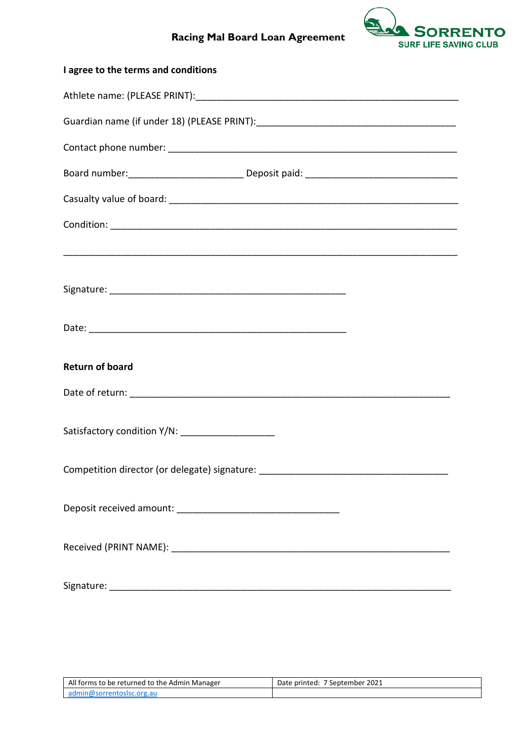# Racing Mal Board Loan Agreement

SORRENTO SURF LIFE SAVING CLUB

**I agree to the terms and conditions**

Athlete name: (PLEASE PRINT):___________________________________________________

Guardian name (if under 18) (PLEASE PRINT):_______________________________________

Contact phone number: ______________________________________________________

Board number:_____________________ Deposit paid: ____________________________

Casualty value of board: _____________________________________________________

Condition: _________________________________________________________________

___________________________________________________________________________

Signature: _____________________________________________

Date: _________________________________________________

**Return of board**

Date of return: ____________________________________________________________

Satisfactory condition Y/N: _________________

Competition director (or delegate) signature: ___________________________________

Deposit received amount: ______________________________

Received (PRINT NAME): ____________________________________________________

Signature: _________________________________________________________________

| | |
|---|---|
| All forms to be returned to the Admin Manager | Date printed: 7 September 2021 |
| admin@sorrentoslsc.org.au | |